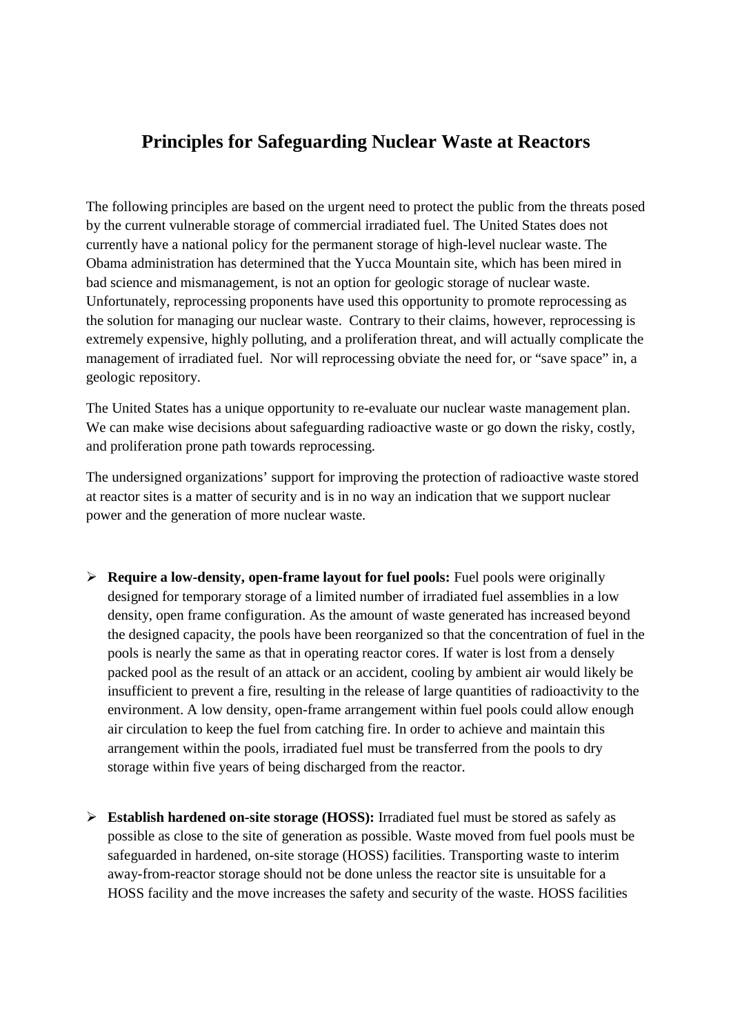# Principles for Safeguarding Nuclear Waste at Reactors

The following principles are based on the urgent need to protect the public from the threats posed by the current vulnerable storage of commercial irradiated fuel. The United States does not currently have a national policy for the permanent storage of high-level nuclear waste. The Obama administration has determined that the Yucca Mountain site, which has been mired in bad science and mismanagement, is not an option for geologic storage of nuclear waste. Unfortunately, reprocessing proponents have used this opportunity to promote reprocessing as the solution for managing our nuclear waste. Contrary to their claims, however, reprocessing is extremely expensive, highly polluting, and a proliferation threat, and will actually complicate the management of irradiated fuel. Nor will reprocessing obviate the need for, or "save space" in, a geologic repository.

The United States has a unique opportunity to re-evaluate our nuclear waste management plan. We can make wise decisions about safeguarding radioactive waste or go down the risky, costly, and proliferation prone path towards reprocessing.

The undersigned organizations' support for improving the protection of radioactive waste stored at reactor sites is a matter of security and is in no way an indication that we support nuclear power and the generation of more nuclear waste.

- **Require a low-density, open-frame layout for fuel pools:** Fuel pools were originally designed for temporary storage of a limited number of irradiated fuel assemblies in a low density, open frame configuration. As the amount of waste generated has increased beyond the designed capacity, the pools have been reorganized so that the concentration of fuel in the pools is nearly the same as that in operating reactor cores. If water is lost from a densely packed pool as the result of an attack or an accident, cooling by ambient air would likely be insufficient to prevent a fire, resulting in the release of large quantities of radioactivity to the environment. A low density, open-frame arrangement within fuel pools could allow enough air circulation to keep the fuel from catching fire. In order to achieve and maintain this arrangement within the pools, irradiated fuel must be transferred from the pools to dry storage within five years of being discharged from the reactor.

- **Establish hardened on-site storage (HOSS):** Irradiated fuel must be stored as safely as possible as close to the site of generation as possible. Waste moved from fuel pools must be safeguarded in hardened, on-site storage (HOSS) facilities. Transporting waste to interim away-from-reactor storage should not be done unless the reactor site is unsuitable for a HOSS facility and the move increases the safety and security of the waste. HOSS facilities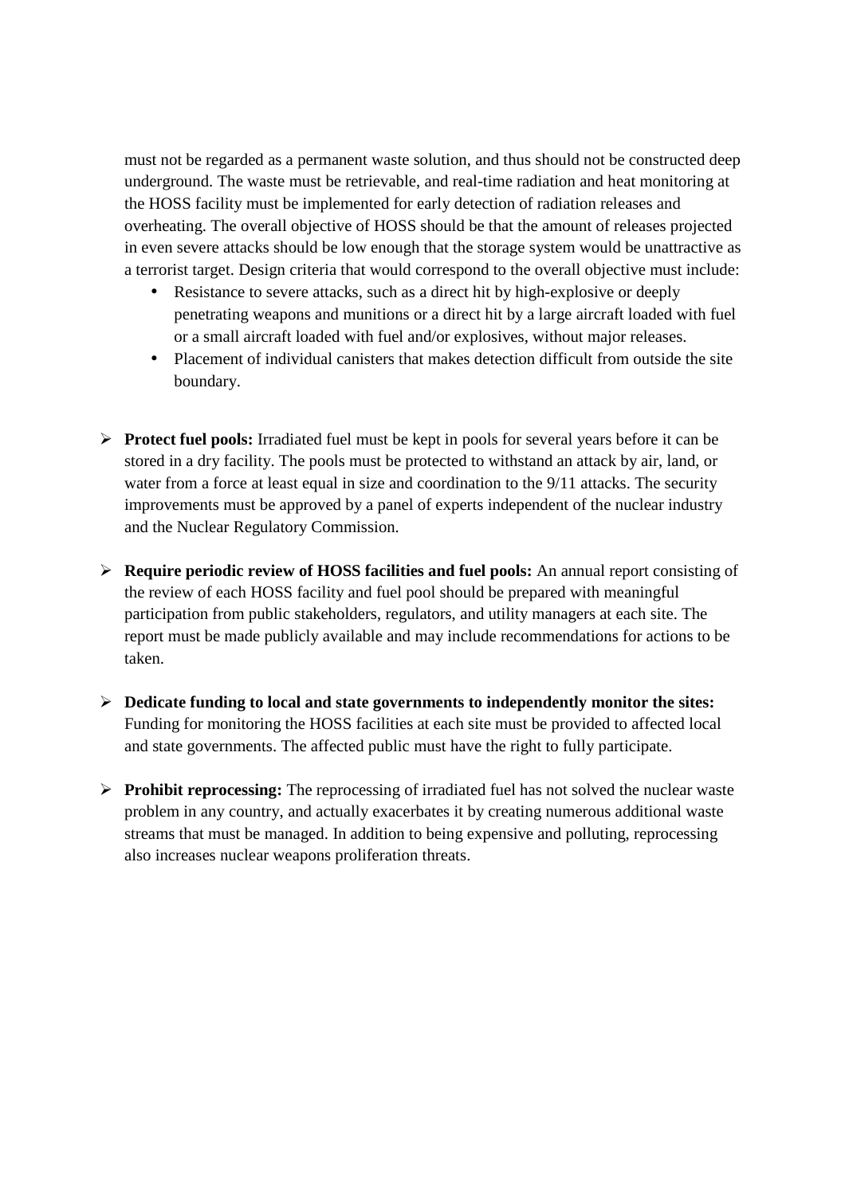must not be regarded as a permanent waste solution, and thus should not be constructed deep underground. The waste must be retrievable, and real-time radiation and heat monitoring at the HOSS facility must be implemented for early detection of radiation releases and overheating. The overall objective of HOSS should be that the amount of releases projected in even severe attacks should be low enough that the storage system would be unattractive as a terrorist target. Design criteria that would correspond to the overall objective must include:

- Resistance to severe attacks, such as a direct hit by high-explosive or deeply penetrating weapons and munitions or a direct hit by a large aircraft loaded with fuel or a small aircraft loaded with fuel and/or explosives, without major releases.
- Placement of individual canisters that makes detection difficult from outside the site boundary.

- **Protect fuel pools:** Irradiated fuel must be kept in pools for several years before it can be stored in a dry facility. The pools must be protected to withstand an attack by air, land, or water from a force at least equal in size and coordination to the 9/11 attacks. The security improvements must be approved by a panel of experts independent of the nuclear industry and the Nuclear Regulatory Commission.

- **Require periodic review of HOSS facilities and fuel pools:** An annual report consisting of the review of each HOSS facility and fuel pool should be prepared with meaningful participation from public stakeholders, regulators, and utility managers at each site. The report must be made publicly available and may include recommendations for actions to be taken.

- **Dedicate funding to local and state governments to independently monitor the sites:** Funding for monitoring the HOSS facilities at each site must be provided to affected local and state governments. The affected public must have the right to fully participate.

- **Prohibit reprocessing:** The reprocessing of irradiated fuel has not solved the nuclear waste problem in any country, and actually exacerbates it by creating numerous additional waste streams that must be managed. In addition to being expensive and polluting, reprocessing also increases nuclear weapons proliferation threats.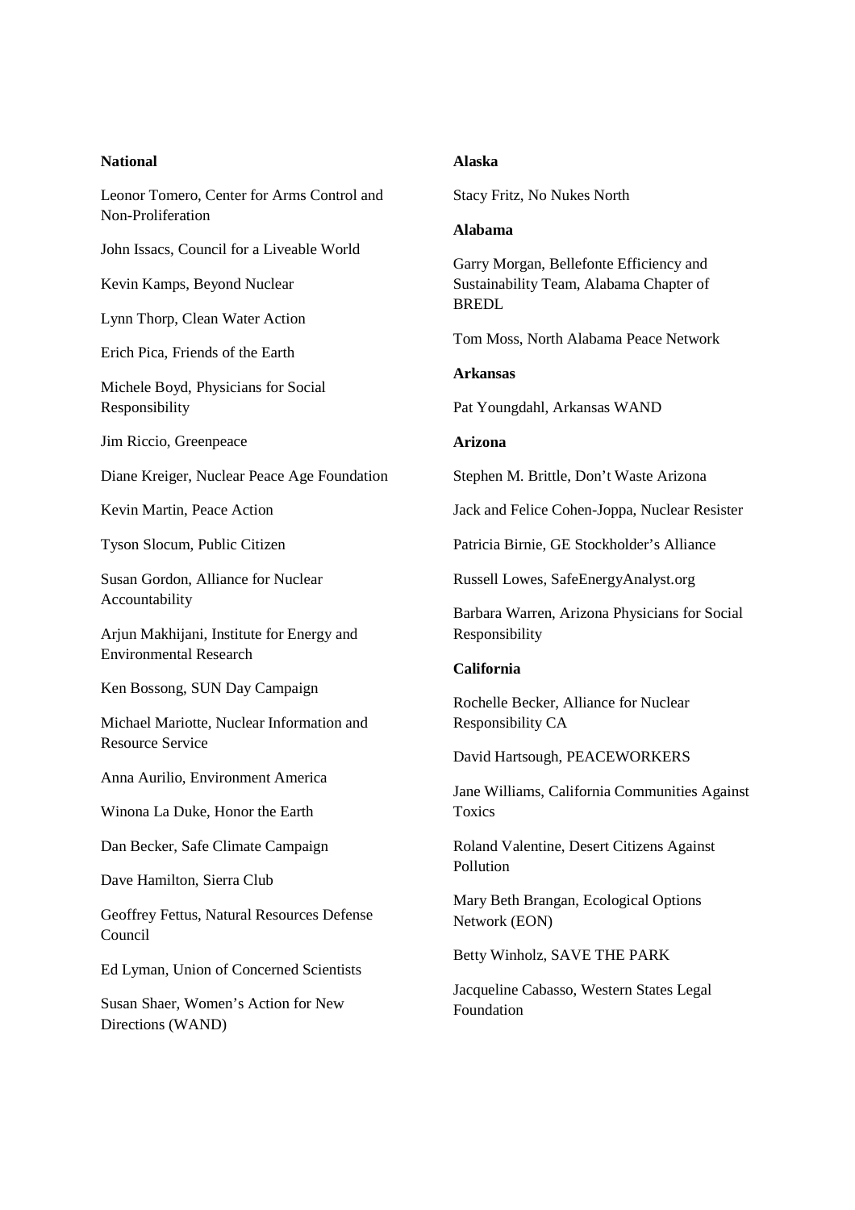**National**

Leonor Tomero, Center for Arms Control and Non-Proliferation

John Issacs, Council for a Liveable World

Kevin Kamps, Beyond Nuclear

Lynn Thorp, Clean Water Action

Erich Pica, Friends of the Earth

Michele Boyd, Physicians for Social Responsibility

Jim Riccio, Greenpeace

Diane Kreiger, Nuclear Peace Age Foundation

Kevin Martin, Peace Action

Tyson Slocum, Public Citizen

Susan Gordon, Alliance for Nuclear Accountability

Arjun Makhijani, Institute for Energy and Environmental Research

Ken Bossong, SUN Day Campaign

Michael Mariotte, Nuclear Information and Resource Service

Anna Aurilio, Environment America

Winona La Duke, Honor the Earth

Dan Becker, Safe Climate Campaign

Dave Hamilton, Sierra Club

Geoffrey Fettus, Natural Resources Defense Council

Ed Lyman, Union of Concerned Scientists

Susan Shaer, Women's Action for New Directions (WAND)

**Alaska**

Stacy Fritz, No Nukes North

**Alabama**

Garry Morgan, Bellefonte Efficiency and Sustainability Team, Alabama Chapter of BREDL

Tom Moss, North Alabama Peace Network

**Arkansas**

Pat Youngdahl, Arkansas WAND

**Arizona**

Stephen M. Brittle, Don't Waste Arizona

Jack and Felice Cohen-Joppa, Nuclear Resister

Patricia Birnie, GE Stockholder's Alliance

Russell Lowes, SafeEnergyAnalyst.org

Barbara Warren, Arizona Physicians for Social Responsibility

**California**

Rochelle Becker, Alliance for Nuclear Responsibility CA

David Hartsough, PEACEWORKERS

Jane Williams, California Communities Against Toxics

Roland Valentine, Desert Citizens Against Pollution

Mary Beth Brangan, Ecological Options Network (EON)

Betty Winholz, SAVE THE PARK

Jacqueline Cabasso, Western States Legal Foundation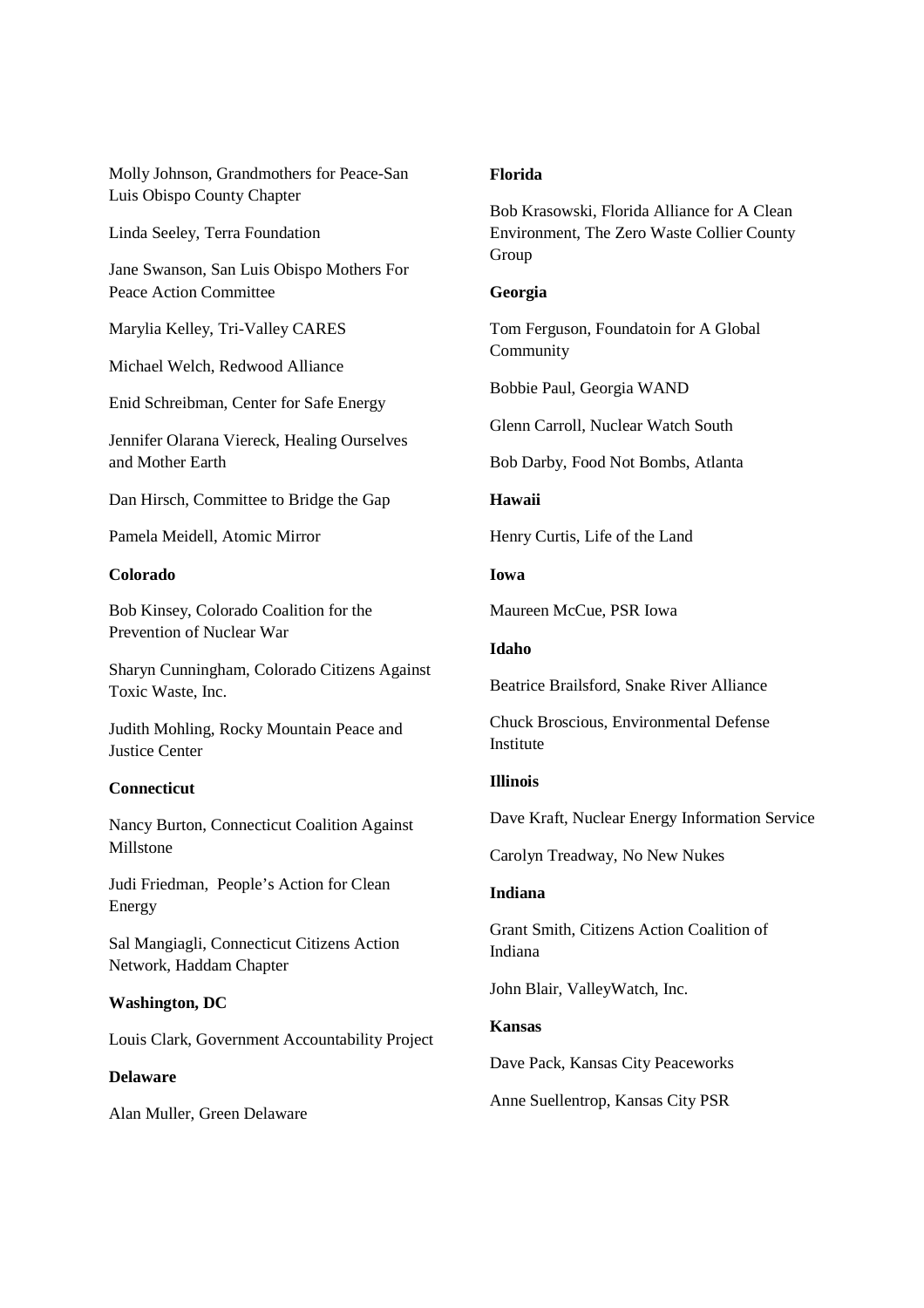Molly Johnson, Grandmothers for Peace-San Luis Obispo County Chapter

Linda Seeley, Terra Foundation

Jane Swanson, San Luis Obispo Mothers For Peace Action Committee

Marylia Kelley, Tri-Valley CARES

Michael Welch, Redwood Alliance

Enid Schreibman, Center for Safe Energy

Jennifer Olarana Viereck, Healing Ourselves and Mother Earth

Dan Hirsch, Committee to Bridge the Gap

Pamela Meidell, Atomic Mirror

**Colorado**

Bob Kinsey, Colorado Coalition for the Prevention of Nuclear War

Sharyn Cunningham, Colorado Citizens Against Toxic Waste, Inc.

Judith Mohling, Rocky Mountain Peace and Justice Center

**Connecticut**

Nancy Burton, Connecticut Coalition Against Millstone

Judi Friedman, People's Action for Clean Energy

Sal Mangiagli, Connecticut Citizens Action Network, Haddam Chapter

**Washington, DC**

Louis Clark, Government Accountability Project

**Delaware**

Alan Muller, Green Delaware

**Florida**

Bob Krasowski, Florida Alliance for A Clean Environment, The Zero Waste Collier County Group

**Georgia**

Tom Ferguson, Foundatoin for A Global Community

Bobbie Paul, Georgia WAND

Glenn Carroll, Nuclear Watch South

Bob Darby, Food Not Bombs, Atlanta

**Hawaii**

Henry Curtis, Life of the Land

**Iowa**

Maureen McCue, PSR Iowa

**Idaho**

Beatrice Brailsford, Snake River Alliance

Chuck Broscious, Environmental Defense Institute

**Illinois**

Dave Kraft, Nuclear Energy Information Service

Carolyn Treadway, No New Nukes

**Indiana**

Grant Smith, Citizens Action Coalition of Indiana

John Blair, ValleyWatch, Inc.

**Kansas**

Dave Pack, Kansas City Peaceworks

Anne Suellentrop, Kansas City PSR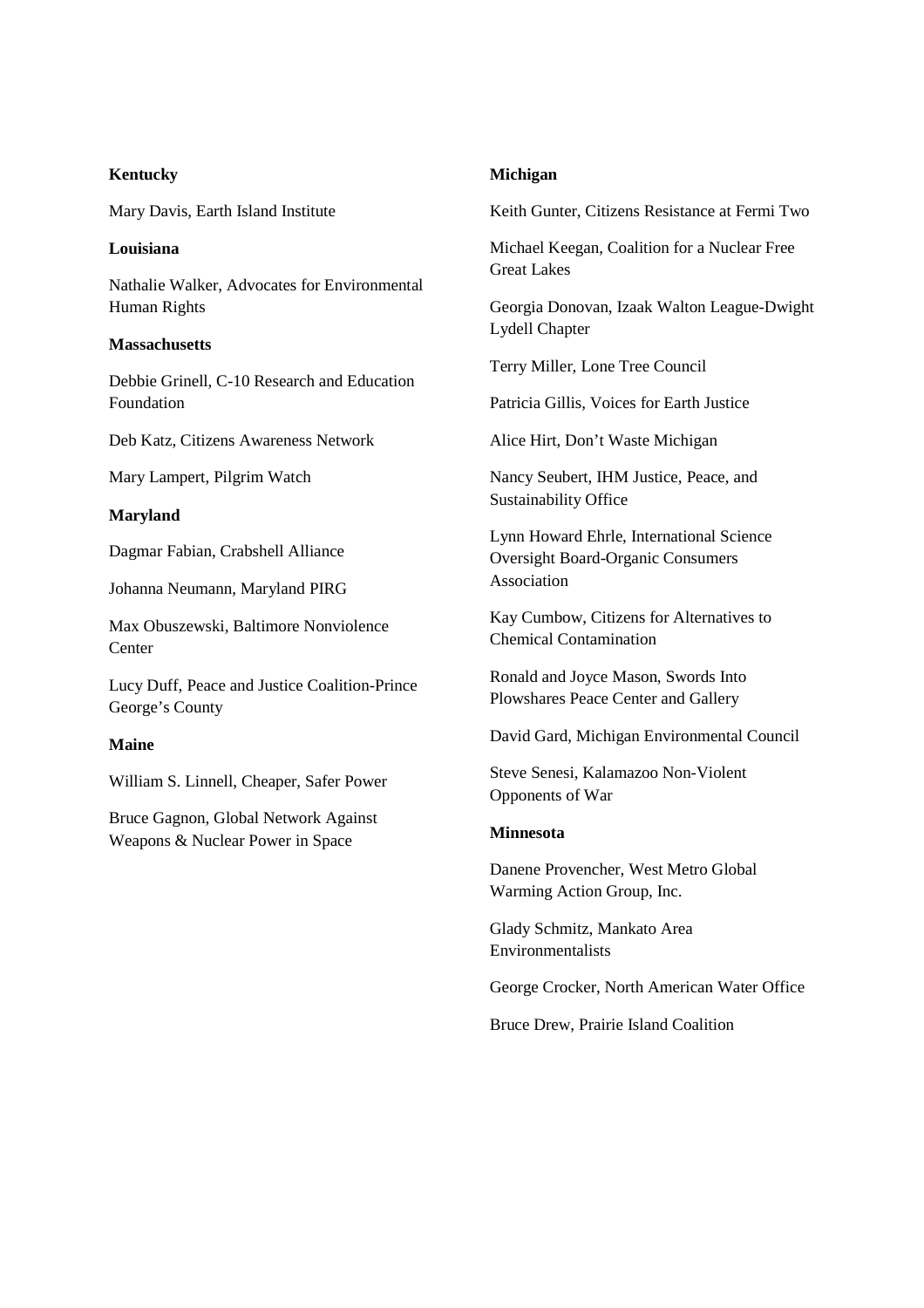**Kentucky**

Mary Davis, Earth Island Institute

**Louisiana**

Nathalie Walker, Advocates for Environmental Human Rights

**Massachusetts**

Debbie Grinell, C-10 Research and Education Foundation

Deb Katz, Citizens Awareness Network

Mary Lampert, Pilgrim Watch

**Maryland**

Dagmar Fabian, Crabshell Alliance

Johanna Neumann, Maryland PIRG

Max Obuszewski, Baltimore Nonviolence Center

Lucy Duff, Peace and Justice Coalition-Prince George's County

**Maine**

William S. Linnell, Cheaper, Safer Power

Bruce Gagnon, Global Network Against Weapons & Nuclear Power in Space

**Michigan**

Keith Gunter, Citizens Resistance at Fermi Two

Michael Keegan, Coalition for a Nuclear Free Great Lakes

Georgia Donovan, Izaak Walton League-Dwight Lydell Chapter

Terry Miller, Lone Tree Council

Patricia Gillis, Voices for Earth Justice

Alice Hirt, Don't Waste Michigan

Nancy Seubert, IHM Justice, Peace, and Sustainability Office

Lynn Howard Ehrle, International Science Oversight Board-Organic Consumers Association

Kay Cumbow, Citizens for Alternatives to Chemical Contamination

Ronald and Joyce Mason, Swords Into Plowshares Peace Center and Gallery

David Gard, Michigan Environmental Council

Steve Senesi, Kalamazoo Non-Violent Opponents of War

**Minnesota**

Danene Provencher, West Metro Global Warming Action Group, Inc.

Glady Schmitz, Mankato Area Environmentalists

George Crocker, North American Water Office

Bruce Drew, Prairie Island Coalition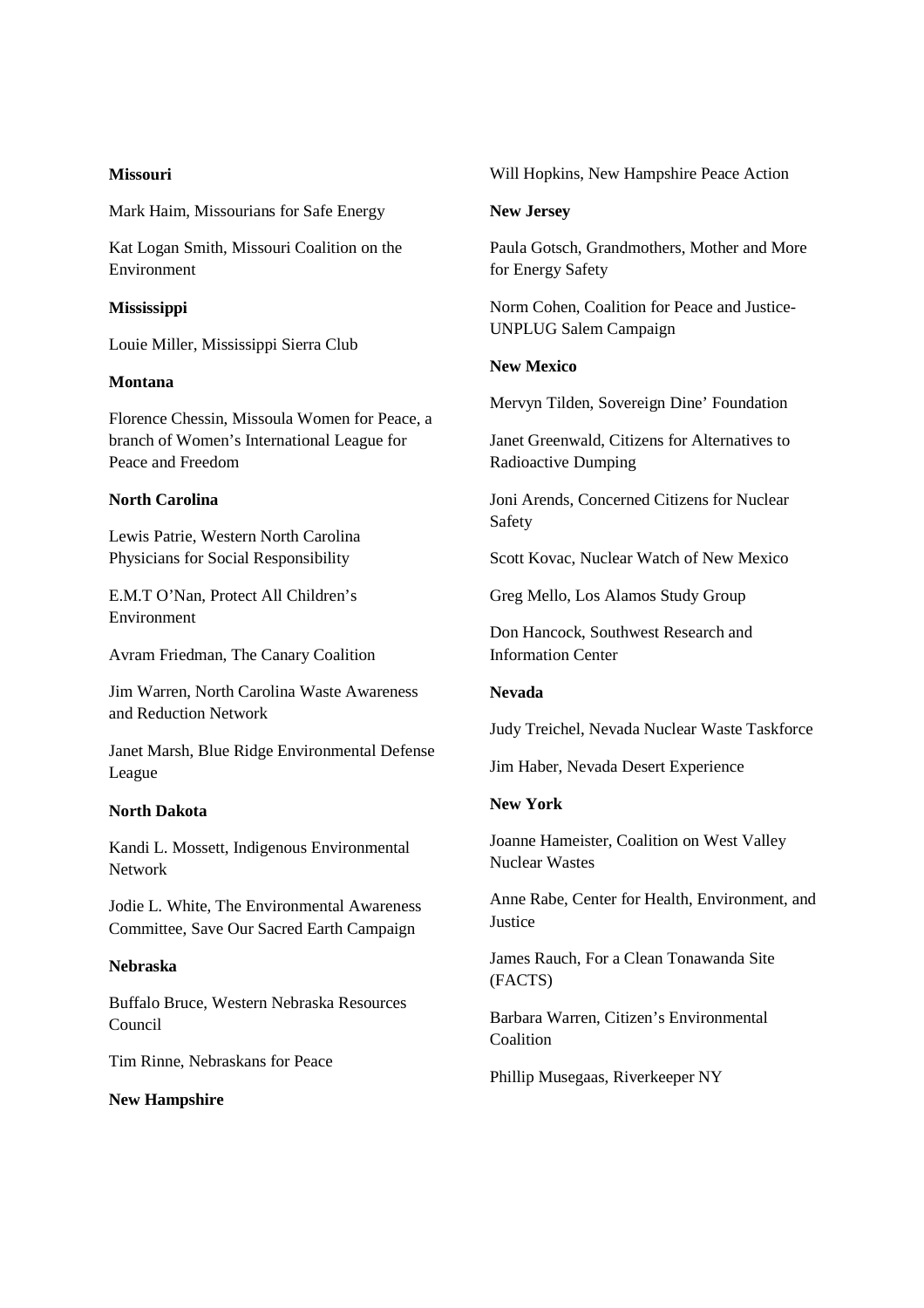**Missouri**

Mark Haim, Missourians for Safe Energy

Kat Logan Smith, Missouri Coalition on the Environment

**Mississippi**

Louie Miller, Mississippi Sierra Club

**Montana**

Florence Chessin, Missoula Women for Peace, a branch of Women's International League for Peace and Freedom

**North Carolina**

Lewis Patrie, Western North Carolina Physicians for Social Responsibility

E.M.T O'Nan, Protect All Children's Environment

Avram Friedman, The Canary Coalition

Jim Warren, North Carolina Waste Awareness and Reduction Network

Janet Marsh, Blue Ridge Environmental Defense League

**North Dakota**

Kandi L. Mossett, Indigenous Environmental Network

Jodie L. White, The Environmental Awareness Committee, Save Our Sacred Earth Campaign

**Nebraska**

Buffalo Bruce, Western Nebraska Resources Council

Tim Rinne, Nebraskans for Peace

**New Hampshire**

Will Hopkins, New Hampshire Peace Action

**New Jersey**

Paula Gotsch, Grandmothers, Mother and More for Energy Safety

Norm Cohen, Coalition for Peace and Justice-UNPLUG Salem Campaign

**New Mexico**

Mervyn Tilden, Sovereign Dine' Foundation

Janet Greenwald, Citizens for Alternatives to Radioactive Dumping

Joni Arends, Concerned Citizens for Nuclear Safety

Scott Kovac, Nuclear Watch of New Mexico

Greg Mello, Los Alamos Study Group

Don Hancock, Southwest Research and Information Center

**Nevada**

Judy Treichel, Nevada Nuclear Waste Taskforce

Jim Haber, Nevada Desert Experience

**New York**

Joanne Hameister, Coalition on West Valley Nuclear Wastes

Anne Rabe, Center for Health, Environment, and Justice

James Rauch, For a Clean Tonawanda Site (FACTS)

Barbara Warren, Citizen's Environmental Coalition

Phillip Musegaas, Riverkeeper NY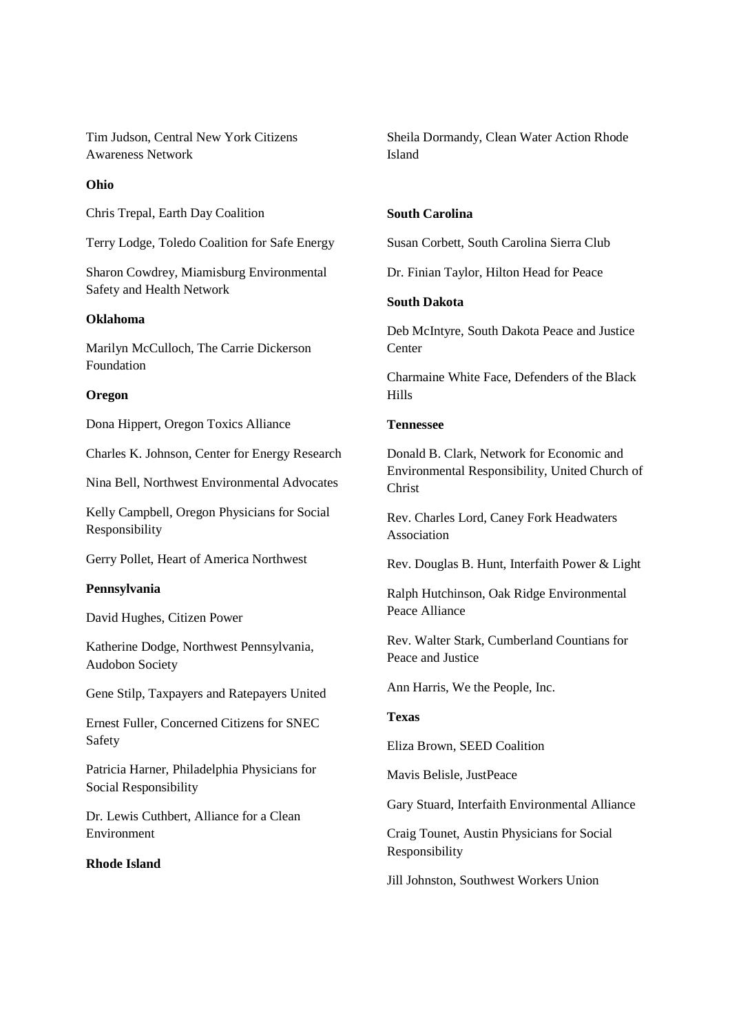Tim Judson, Central New York Citizens Awareness Network

**Ohio**

Chris Trepal, Earth Day Coalition

Terry Lodge, Toledo Coalition for Safe Energy

Sharon Cowdrey, Miamisburg Environmental Safety and Health Network

**Oklahoma**

Marilyn McCulloch, The Carrie Dickerson Foundation

**Oregon**

Dona Hippert, Oregon Toxics Alliance

Charles K. Johnson, Center for Energy Research

Nina Bell, Northwest Environmental Advocates

Kelly Campbell, Oregon Physicians for Social Responsibility

Gerry Pollet, Heart of America Northwest

**Pennsylvania**

David Hughes, Citizen Power

Katherine Dodge, Northwest Pennsylvania, Audobon Society

Gene Stilp, Taxpayers and Ratepayers United

Ernest Fuller, Concerned Citizens for SNEC Safety

Patricia Harner, Philadelphia Physicians for Social Responsibility

Dr. Lewis Cuthbert, Alliance for a Clean Environment

**Rhode Island**

Sheila Dormandy, Clean Water Action Rhode Island

**South Carolina**

Susan Corbett, South Carolina Sierra Club

Dr. Finian Taylor, Hilton Head for Peace

**South Dakota**

Deb McIntyre, South Dakota Peace and Justice Center

Charmaine White Face, Defenders of the Black Hills

**Tennessee**

Donald B. Clark, Network for Economic and Environmental Responsibility, United Church of Christ

Rev. Charles Lord, Caney Fork Headwaters Association

Rev. Douglas B. Hunt, Interfaith Power & Light

Ralph Hutchinson, Oak Ridge Environmental Peace Alliance

Rev. Walter Stark, Cumberland Countians for Peace and Justice

Ann Harris, We the People, Inc.

**Texas**

Eliza Brown, SEED Coalition

Mavis Belisle, JustPeace

Gary Stuard, Interfaith Environmental Alliance

Craig Tounet, Austin Physicians for Social Responsibility

Jill Johnston, Southwest Workers Union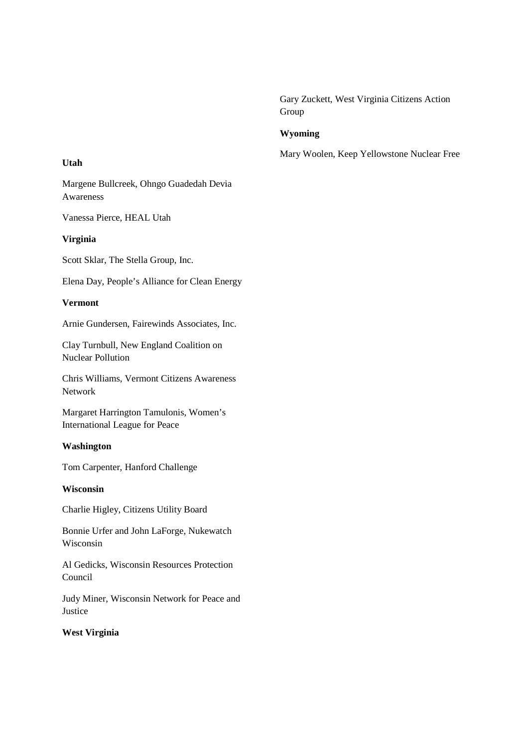**Utah**

Margene Bullcreek, Ohngo Guadedah Devia Awareness

Vanessa Pierce, HEAL Utah

**Virginia**

Scott Sklar, The Stella Group, Inc.

Elena Day, People's Alliance for Clean Energy

**Vermont**

Arnie Gundersen, Fairewinds Associates, Inc.

Clay Turnbull, New England Coalition on Nuclear Pollution

Chris Williams, Vermont Citizens Awareness Network

Margaret Harrington Tamulonis, Women's International League for Peace

**Washington**

Tom Carpenter, Hanford Challenge

**Wisconsin**

Charlie Higley, Citizens Utility Board

Bonnie Urfer and John LaForge, Nukewatch Wisconsin

Al Gedicks, Wisconsin Resources Protection Council

Judy Miner, Wisconsin Network for Peace and Justice

**West Virginia**

Gary Zuckett, West Virginia Citizens Action Group

**Wyoming**

Mary Woolen, Keep Yellowstone Nuclear Free